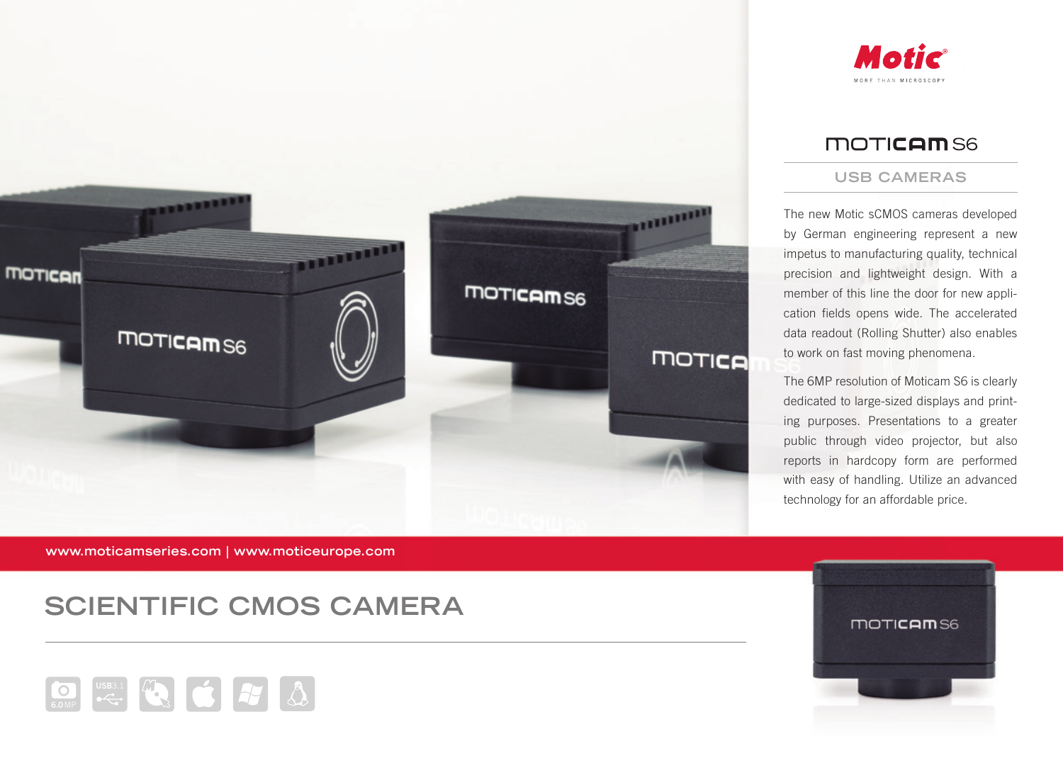Motic

MORE THAN MICROSCOPY

# MOTICAM S6

## USB CAMERAS

The new Motic sCMOS cameras developed by German engineering represent a new impetus to manufacturing quality, technical precision and lightweight design. With a member of this line the door for new application fields opens wide. The accelerated data readout (Rolling Shutter) also enables to work on fast moving phenomena.

The 6MP resolution of Moticam S6 is clearly dedicated to large-sized displays and printing purposes. Presentations to a greater public through video projector, but also reports in hardcopy form are performed with easy of handling. Utilize an advanced technology for an affordable price.

www.moticamseries.com | www.moticeurope.com

# SCIENTIFIC CMOS CAMERA

6.0 MP | USB3.1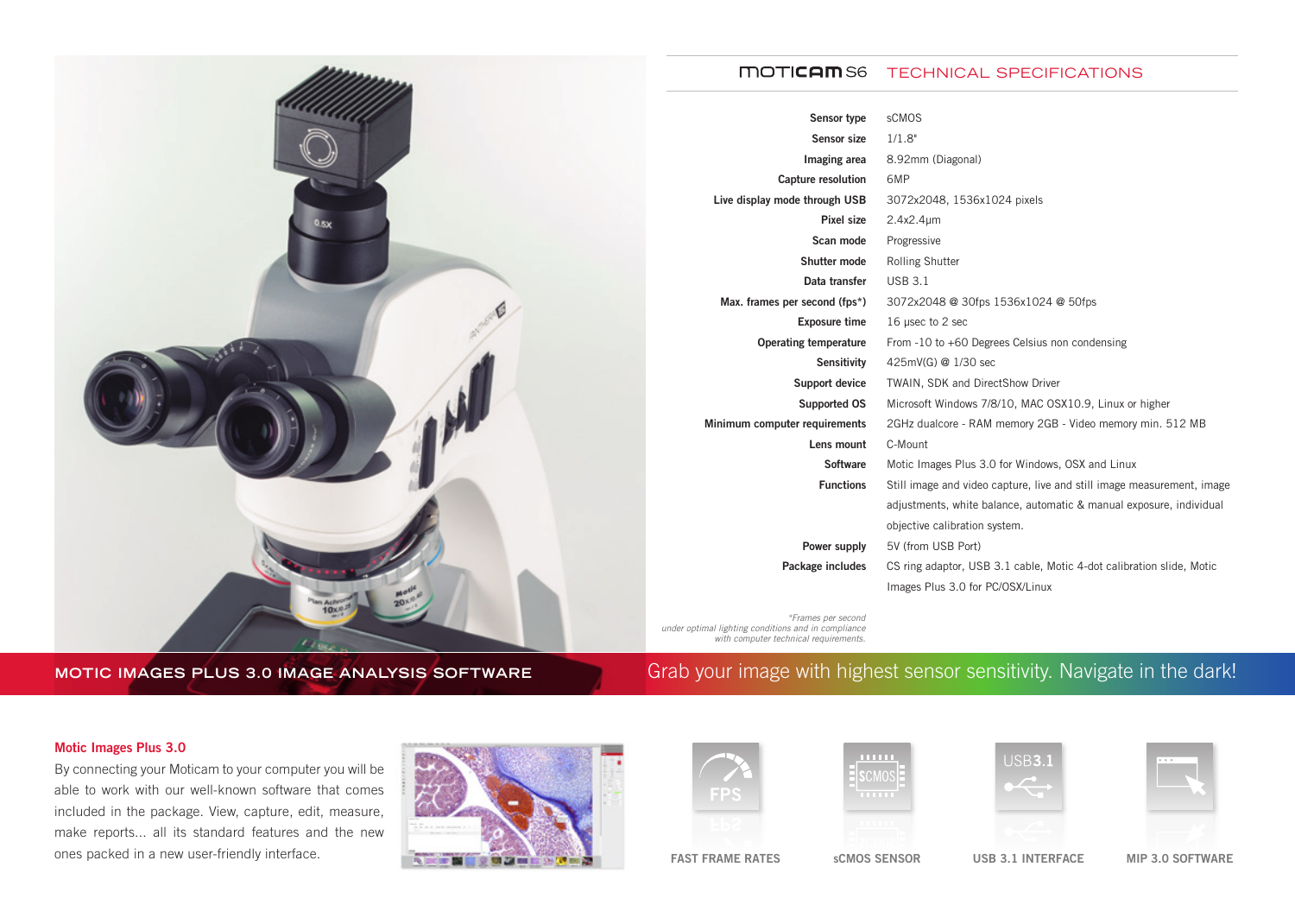## MOTICAM S6 TECHNICAL SPECIFICATIONS

| | |
|---|---|
| Sensor type | sCMOS |
| Sensor size | 1/1.8" |
| Imaging area | 8.92mm (Diagonal) |
| Capture resolution | 6MP |
| Live display mode through USB | 3072x2048, 1536x1024 pixels |
| Pixel size | 2.4x2.4µm |
| Scan mode | Progressive |
| Shutter mode | Rolling Shutter |
| Data transfer | USB 3.1 |
| Max. frames per second (fps*) | 3072x2048 @ 30fps 1536x1024 @ 50fps |
| Exposure time | 16 µsec to 2 sec |
| Operating temperature | From -10 to +60 Degrees Celsius non condensing |
| Sensitivity | 425mV(G) @ 1/30 sec |
| Support device | TWAIN, SDK and DirectShow Driver |
| Supported OS | Microsoft Windows 7/8/10, MAC OSX10.9, Linux or higher |
| Minimum computer requirements | 2GHz dualcore - RAM memory 2GB - Video memory min. 512 MB |
| Lens mount | C-Mount |
| Software | Motic Images Plus 3.0 for Windows, OSX and Linux |
| Functions | Still image and video capture, live and still image measurement, image adjustments, white balance, automatic & manual exposure, individual objective calibration system. |
| Power supply | 5V (from USB Port) |
| Package includes | CS ring adaptor, USB 3.1 cable, Motic 4-dot calibration slide, Motic Images Plus 3.0 for PC/OSX/Linux |

*\*Frames per second under optimal lighting conditions and in compliance with computer technical requirements.*

## MOTIC IMAGES PLUS 3.0 IMAGE ANALYSIS SOFTWARE

Grab your image with highest sensor sensitivity. Navigate in the dark!

### Motic Images Plus 3.0

By connecting your Moticam to your computer you will be able to work with our well-known software that comes included in the package. View, capture, edit, measure, make reports... all its standard features and the new ones packed in a new user-friendly interface.

FAST FRAME RATES

sCMOS SENSOR

USB 3.1 INTERFACE

MIP 3.0 SOFTWARE